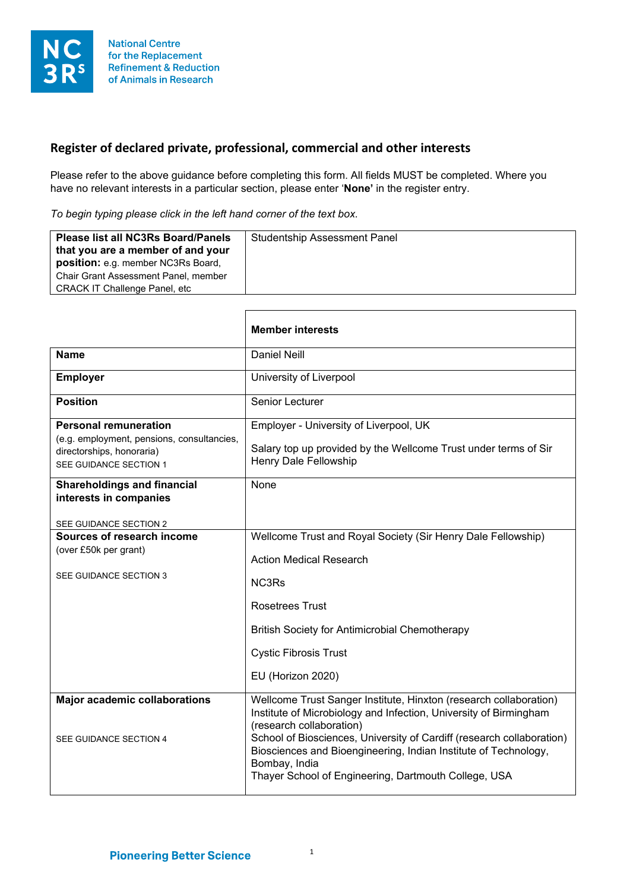National Centre for the Replacement Refinement & Reduction of Animals in Research

## Register of declared private, professional, commercial and other interests

Please refer to the above guidance before completing this form. All fields MUST be completed. Where you have no relevant interests in a particular section, please enter '**None**' in the register entry.

*To begin typing please click in the left hand corner of the text box.*

| **Please list all NC3Rs Board/Panels that you are a member of and your position:** e.g. member NC3Rs Board, Chair Grant Assessment Panel, member CRACK IT Challenge Panel, etc | Studentship Assessment Panel |
|---|---|

| | **Member interests** |
|---|---|
| **Name** | Daniel Neill |
| **Employer** | University of Liverpool |
| **Position** | Senior Lecturer |
| **Personal remuneration** (e.g. employment, pensions, consultancies, directorships, honoraria) SEE GUIDANCE SECTION 1 | Employer - University of Liverpool, UK<br><br>Salary top up provided by the Wellcome Trust under terms of Sir Henry Dale Fellowship |
| **Shareholdings and financial interests in companies** SEE GUIDANCE SECTION 2 | None |
| **Sources of research income** (over £50k per grant) SEE GUIDANCE SECTION 3 | Wellcome Trust and Royal Society (Sir Henry Dale Fellowship)<br><br>Action Medical Research<br><br>NC3Rs<br><br>Rosetrees Trust<br><br>British Society for Antimicrobial Chemotherapy<br><br>Cystic Fibrosis Trust<br><br>EU (Horizon 2020) |
| **Major academic collaborations** SEE GUIDANCE SECTION 4 | Wellcome Trust Sanger Institute, Hinxton (research collaboration)<br>Institute of Microbiology and Infection, University of Birmingham (research collaboration)<br>School of Biosciences, University of Cardiff (research collaboration)<br>Biosciences and Bioengineering, Indian Institute of Technology, Bombay, India<br>Thayer School of Engineering, Dartmouth College, USA |

Pioneering Better Science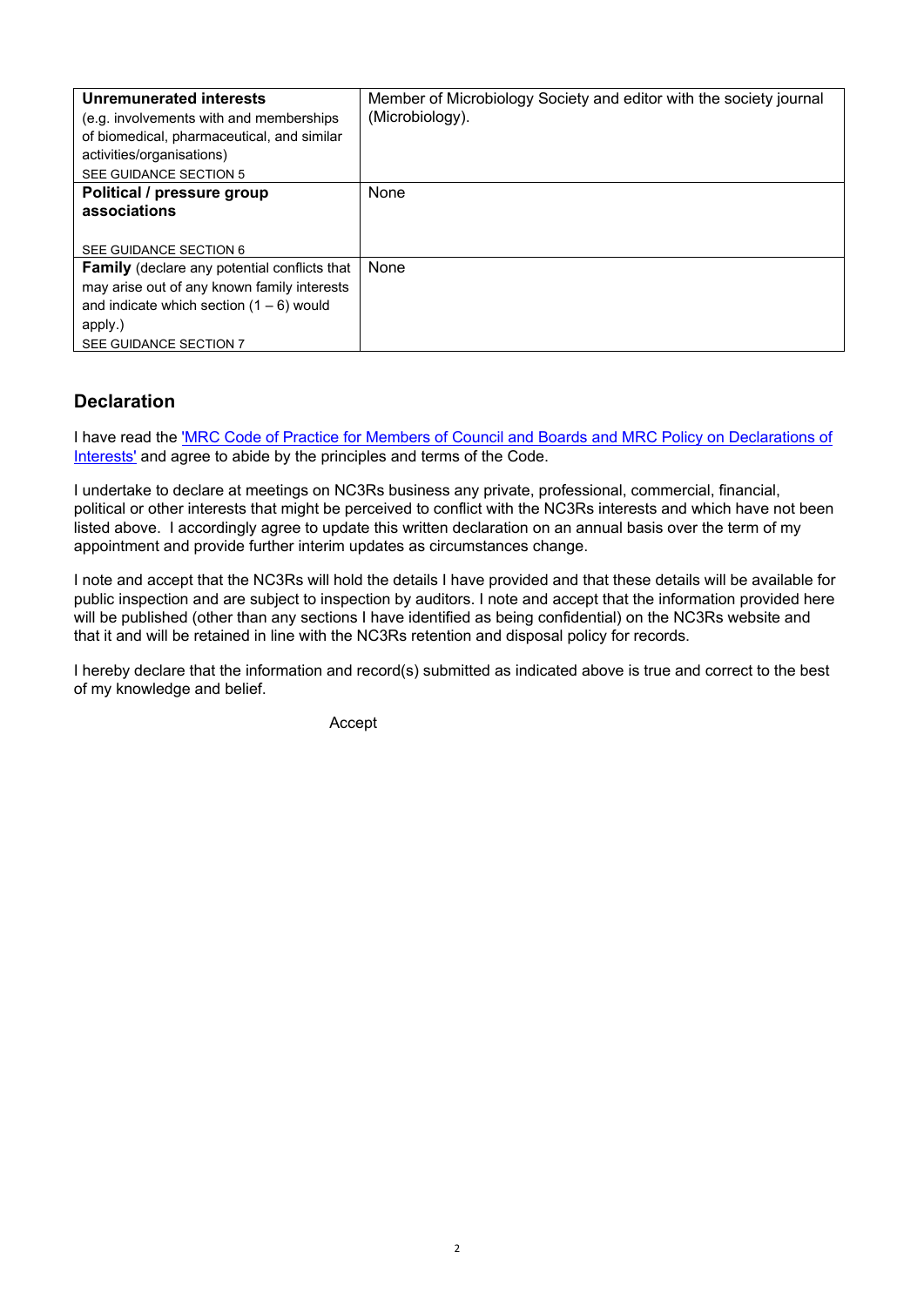| | |
|---|---|
| **Unremunerated interests**<br>(e.g. involvements with and memberships of biomedical, pharmaceutical, and similar activities/organisations)<br>SEE GUIDANCE SECTION 5 | Member of Microbiology Society and editor with the society journal (Microbiology). |
| **Political / pressure group associations**<br><br>SEE GUIDANCE SECTION 6 | None |
| **Family** (declare any potential conflicts that may arise out of any known family interests and indicate which section (1 – 6) would apply.)<br>SEE GUIDANCE SECTION 7 | None |

## Declaration

I have read the 'MRC Code of Practice for Members of Council and Boards and MRC Policy on Declarations of Interests' and agree to abide by the principles and terms of the Code.

I undertake to declare at meetings on NC3Rs business any private, professional, commercial, financial, political or other interests that might be perceived to conflict with the NC3Rs interests and which have not been listed above. I accordingly agree to update this written declaration on an annual basis over the term of my appointment and provide further interim updates as circumstances change.

I note and accept that the NC3Rs will hold the details I have provided and that these details will be available for public inspection and are subject to inspection by auditors. I note and accept that the information provided here will be published (other than any sections I have identified as being confidential) on the NC3Rs website and that it and will be retained in line with the NC3Rs retention and disposal policy for records.

I hereby declare that the information and record(s) submitted as indicated above is true and correct to the best of my knowledge and belief.

Accept